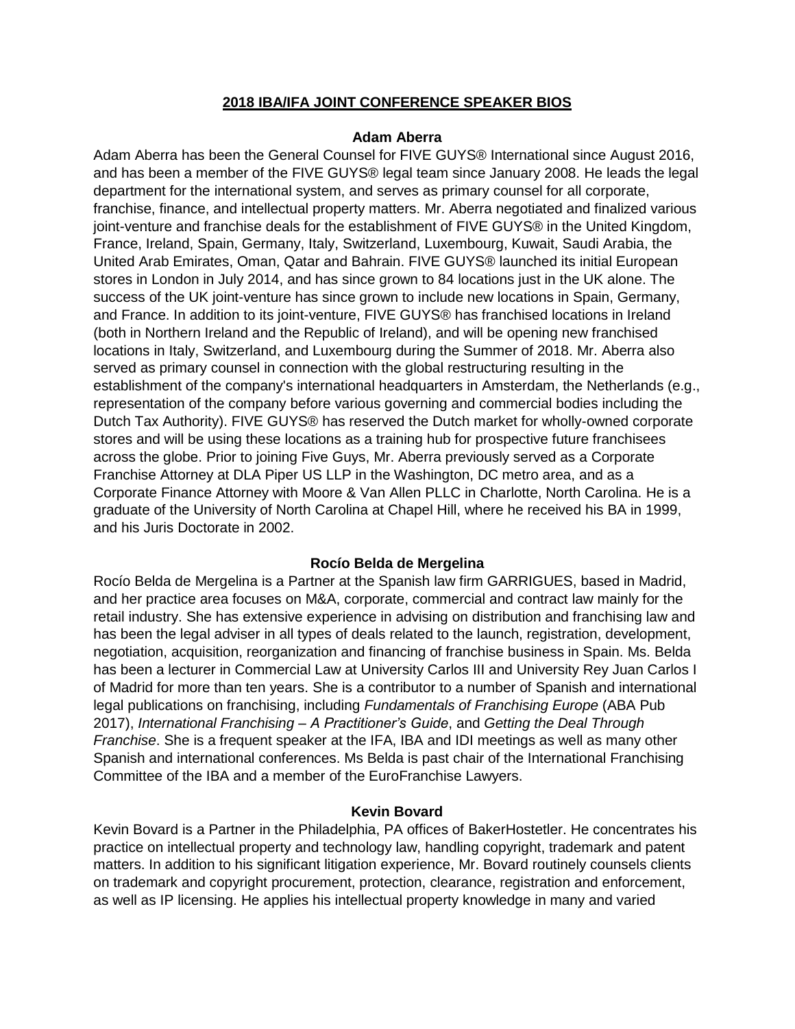# **2018 IBA/IFA JOINT CONFERENCE SPEAKER BIOS**

## Adam Aberra

Adam Aberra has been the General Counsel for FIVE GUYS® International since August 2016, and has been a member of the FIVE GUYS® legal team since January 2008. He leads the legal department for the international system, and serves as primary counsel for all corporate, franchise, finance, and intellectual property matters. Mr. Aberra negotiated and finalized various joint-venture and franchise deals for the establishment of FIVE GUYS® in the United Kingdom, France, Ireland, Spain, Germany, Italy, Switzerland, Luxembourg, Kuwait, Saudi Arabia, the United Arab Emirates, Oman, Qatar and Bahrain. FIVE GUYS® launched its initial European stores in London in July 2014, and has since grown to 84 locations just in the UK alone. The success of the UK joint-venture has since grown to include new locations in Spain, Germany, and France. In addition to its joint-venture, FIVE GUYS® has franchised locations in Ireland (both in Northern Ireland and the Republic of Ireland), and will be opening new franchised locations in Italy, Switzerland, and Luxembourg during the Summer of 2018. Mr. Aberra also served as primary counsel in connection with the global restructuring resulting in the establishment of the company's international headquarters in Amsterdam, the Netherlands (e.g., representation of the company before various governing and commercial bodies including the Dutch Tax Authority). FIVE GUYS® has reserved the Dutch market for wholly-owned corporate stores and will be using these locations as a training hub for prospective future franchisees across the globe. Prior to joining Five Guys, Mr. Aberra previously served as a Corporate Franchise Attorney at DLA Piper US LLP in the Washington, DC metro area, and as a Corporate Finance Attorney with Moore & Van Allen PLLC in Charlotte, North Carolina. He is a graduate of the University of North Carolina at Chapel Hill, where he received his BA in 1999, and his Juris Doctorate in 2002.

## Rocío Belda de Mergelina

Rocío Belda de Mergelina is a Partner at the Spanish law firm GARRIGUES, based in Madrid, and her practice area focuses on M&A, corporate, commercial and contract law mainly for the retail industry. She has extensive experience in advising on distribution and franchising law and has been the legal adviser in all types of deals related to the launch, registration, development, negotiation, acquisition, reorganization and financing of franchise business in Spain. Ms. Belda has been a lecturer in Commercial Law at University Carlos III and University Rey Juan Carlos I of Madrid for more than ten years. She is a contributor to a number of Spanish and international legal publications on franchising, including *Fundamentals of Franchising Europe* (ABA Pub 2017), *International Franchising – A Practitioner's Guide*, and *Getting the Deal Through Franchise*. She is a frequent speaker at the IFA, IBA and IDI meetings as well as many other Spanish and international conferences. Ms Belda is past chair of the International Franchising Committee of the IBA and a member of the EuroFranchise Lawyers.

## Kevin Bovard

Kevin Bovard is a Partner in the Philadelphia, PA offices of BakerHostetler. He concentrates his practice on intellectual property and technology law, handling copyright, trademark and patent matters. In addition to his significant litigation experience, Mr. Bovard routinely counsels clients on trademark and copyright procurement, protection, clearance, registration and enforcement, as well as IP licensing. He applies his intellectual property knowledge in many and varied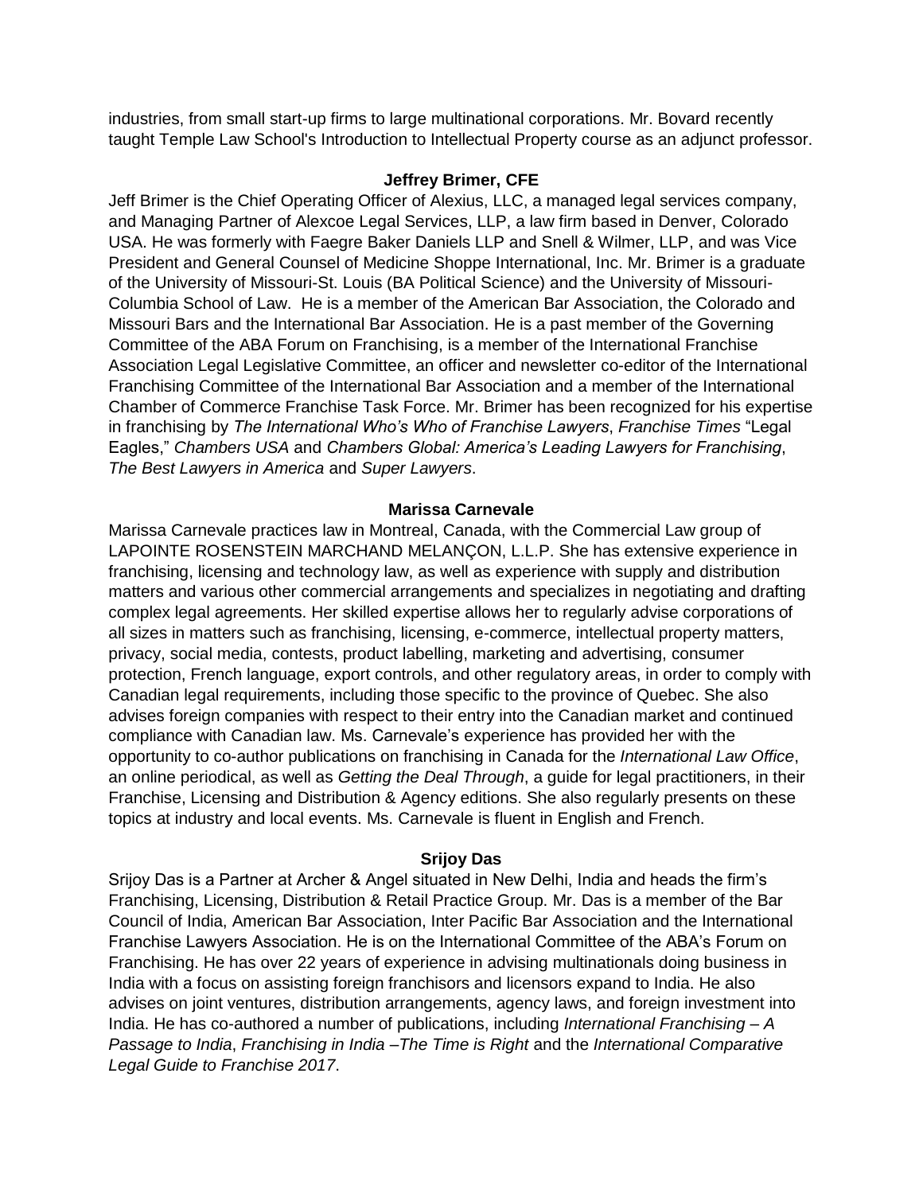industries, from small start-up firms to large multinational corporations. Mr. Bovard recently taught Temple Law School's Introduction to Intellectual Property course as an adjunct professor.

**Jeffrey Brimer, CFE**

Jeff Brimer is the Chief Operating Officer of Alexius, LLC, a managed legal services company, and Managing Partner of Alexcoe Legal Services, LLP, a law firm based in Denver, Colorado USA. He was formerly with Faegre Baker Daniels LLP and Snell & Wilmer, LLP, and was Vice President and General Counsel of Medicine Shoppe International, Inc. Mr. Brimer is a graduate of the University of Missouri-St. Louis (BA Political Science) and the University of Missouri-Columbia School of Law. He is a member of the American Bar Association, the Colorado and Missouri Bars and the International Bar Association. He is a past member of the Governing Committee of the ABA Forum on Franchising, is a member of the International Franchise Association Legal Legislative Committee, an officer and newsletter co-editor of the International Franchising Committee of the International Bar Association and a member of the International Chamber of Commerce Franchise Task Force. Mr. Brimer has been recognized for his expertise in franchising by *The International Who's Who of Franchise Lawyers*, *Franchise Times* "Legal Eagles," *Chambers USA* and *Chambers Global: America's Leading Lawyers for Franchising*, *The Best Lawyers in America* and *Super Lawyers*.

**Marissa Carnevale**

Marissa Carnevale practices law in Montreal, Canada, with the Commercial Law group of LAPOINTE ROSENSTEIN MARCHAND MELANÇON, L.L.P. She has extensive experience in franchising, licensing and technology law, as well as experience with supply and distribution matters and various other commercial arrangements and specializes in negotiating and drafting complex legal agreements. Her skilled expertise allows her to regularly advise corporations of all sizes in matters such as franchising, licensing, e-commerce, intellectual property matters, privacy, social media, contests, product labelling, marketing and advertising, consumer protection, French language, export controls, and other regulatory areas, in order to comply with Canadian legal requirements, including those specific to the province of Quebec. She also advises foreign companies with respect to their entry into the Canadian market and continued compliance with Canadian law. Ms. Carnevale's experience has provided her with the opportunity to co-author publications on franchising in Canada for the *International Law Office*, an online periodical, as well as *Getting the Deal Through*, a guide for legal practitioners, in their Franchise, Licensing and Distribution & Agency editions. She also regularly presents on these topics at industry and local events. Ms. Carnevale is fluent in English and French.

**Srijoy Das**

Srijoy Das is a Partner at Archer & Angel situated in New Delhi, India and heads the firm's Franchising, Licensing, Distribution & Retail Practice Group. Mr. Das is a member of the Bar Council of India, American Bar Association, Inter Pacific Bar Association and the International Franchise Lawyers Association. He is on the International Committee of the ABA's Forum on Franchising. He has over 22 years of experience in advising multinationals doing business in India with a focus on assisting foreign franchisors and licensors expand to India. He also advises on joint ventures, distribution arrangements, agency laws, and foreign investment into India. He has co-authored a number of publications, including *International Franchising – A Passage to India*, *Franchising in India –The Time is Right* and the *International Comparative Legal Guide to Franchise 2017*.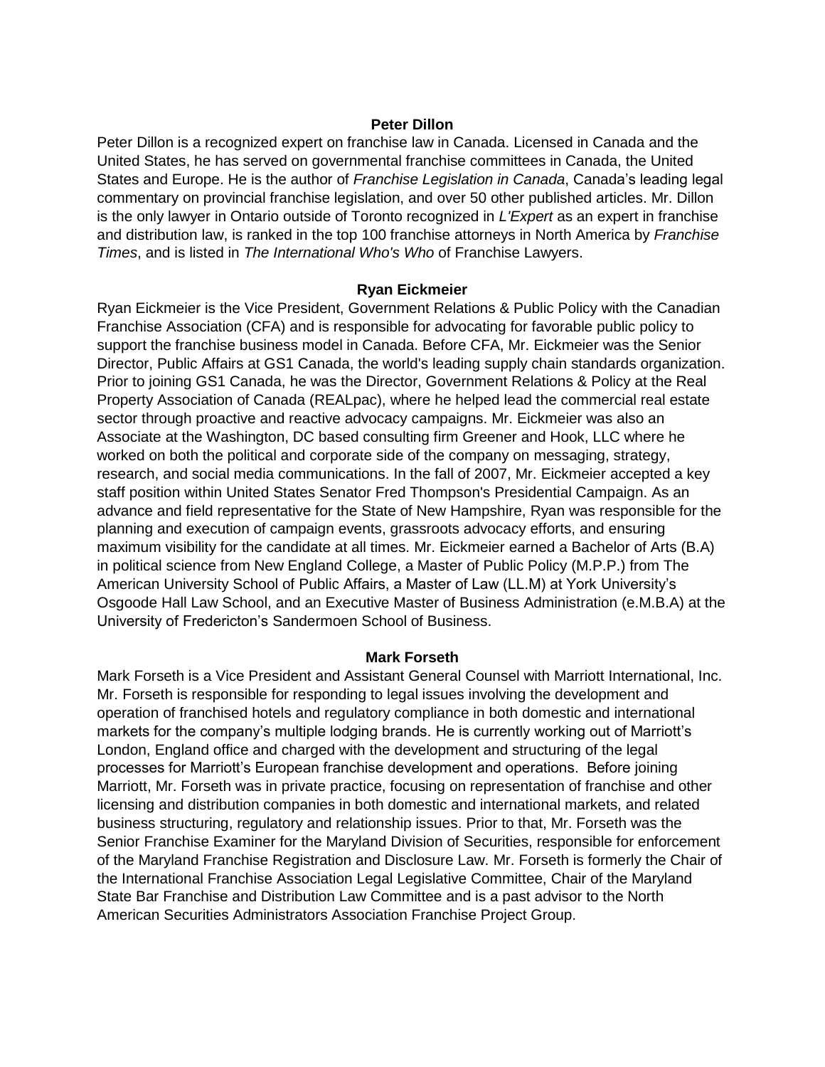**Peter Dillon**

Peter Dillon is a recognized expert on franchise law in Canada. Licensed in Canada and the United States, he has served on governmental franchise committees in Canada, the United States and Europe. He is the author of *Franchise Legislation in Canada*, Canada's leading legal commentary on provincial franchise legislation, and over 50 other published articles. Mr. Dillon is the only lawyer in Ontario outside of Toronto recognized in *L'Expert* as an expert in franchise and distribution law, is ranked in the top 100 franchise attorneys in North America by *Franchise Times*, and is listed in *The International Who's Who* of Franchise Lawyers.

**Ryan Eickmeier**

Ryan Eickmeier is the Vice President, Government Relations & Public Policy with the Canadian Franchise Association (CFA) and is responsible for advocating for favorable public policy to support the franchise business model in Canada. Before CFA, Mr. Eickmeier was the Senior Director, Public Affairs at GS1 Canada, the world's leading supply chain standards organization. Prior to joining GS1 Canada, he was the Director, Government Relations & Policy at the Real Property Association of Canada (REALpac), where he helped lead the commercial real estate sector through proactive and reactive advocacy campaigns. Mr. Eickmeier was also an Associate at the Washington, DC based consulting firm Greener and Hook, LLC where he worked on both the political and corporate side of the company on messaging, strategy, research, and social media communications. In the fall of 2007, Mr. Eickmeier accepted a key staff position within United States Senator Fred Thompson's Presidential Campaign. As an advance and field representative for the State of New Hampshire, Ryan was responsible for the planning and execution of campaign events, grassroots advocacy efforts, and ensuring maximum visibility for the candidate at all times. Mr. Eickmeier earned a Bachelor of Arts (B.A) in political science from New England College, a Master of Public Policy (M.P.P.) from The American University School of Public Affairs, a Master of Law (LL.M) at York University's Osgoode Hall Law School, and an Executive Master of Business Administration (e.M.B.A) at the University of Fredericton's Sandermoen School of Business.

**Mark Forseth**

Mark Forseth is a Vice President and Assistant General Counsel with Marriott International, Inc. Mr. Forseth is responsible for responding to legal issues involving the development and operation of franchised hotels and regulatory compliance in both domestic and international markets for the company's multiple lodging brands. He is currently working out of Marriott's London, England office and charged with the development and structuring of the legal processes for Marriott's European franchise development and operations. Before joining Marriott, Mr. Forseth was in private practice, focusing on representation of franchise and other licensing and distribution companies in both domestic and international markets, and related business structuring, regulatory and relationship issues. Prior to that, Mr. Forseth was the Senior Franchise Examiner for the Maryland Division of Securities, responsible for enforcement of the Maryland Franchise Registration and Disclosure Law. Mr. Forseth is formerly the Chair of the International Franchise Association Legal Legislative Committee, Chair of the Maryland State Bar Franchise and Distribution Law Committee and is a past advisor to the North American Securities Administrators Association Franchise Project Group.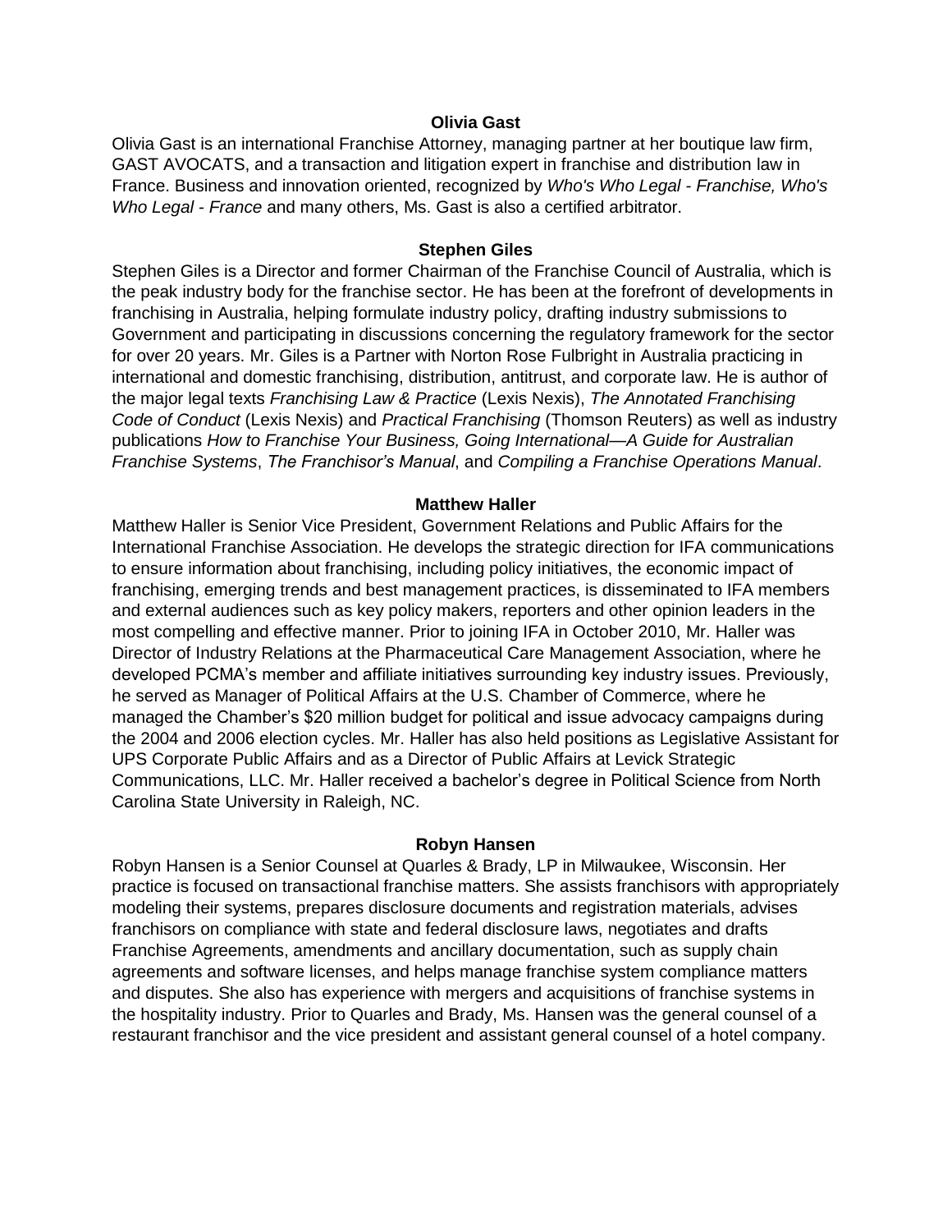**Olivia Gast**

Olivia Gast is an international Franchise Attorney, managing partner at her boutique law firm, GAST AVOCATS, and a transaction and litigation expert in franchise and distribution law in France. Business and innovation oriented, recognized by *Who's Who Legal - Franchise, Who's Who Legal - France* and many others, Ms. Gast is also a certified arbitrator.

**Stephen Giles**

Stephen Giles is a Director and former Chairman of the Franchise Council of Australia, which is the peak industry body for the franchise sector. He has been at the forefront of developments in franchising in Australia, helping formulate industry policy, drafting industry submissions to Government and participating in discussions concerning the regulatory framework for the sector for over 20 years. Mr. Giles is a Partner with Norton Rose Fulbright in Australia practicing in international and domestic franchising, distribution, antitrust, and corporate law. He is author of the major legal texts *Franchising Law & Practice* (Lexis Nexis), *The Annotated Franchising Code of Conduct* (Lexis Nexis) and *Practical Franchising* (Thomson Reuters) as well as industry publications *How to Franchise Your Business, Going International—A Guide for Australian Franchise Systems*, *The Franchisor's Manual*, and *Compiling a Franchise Operations Manual*.

**Matthew Haller**

Matthew Haller is Senior Vice President, Government Relations and Public Affairs for the International Franchise Association. He develops the strategic direction for IFA communications to ensure information about franchising, including policy initiatives, the economic impact of franchising, emerging trends and best management practices, is disseminated to IFA members and external audiences such as key policy makers, reporters and other opinion leaders in the most compelling and effective manner. Prior to joining IFA in October 2010, Mr. Haller was Director of Industry Relations at the Pharmaceutical Care Management Association, where he developed PCMA's member and affiliate initiatives surrounding key industry issues. Previously, he served as Manager of Political Affairs at the U.S. Chamber of Commerce, where he managed the Chamber's $20 million budget for political and issue advocacy campaigns during the 2004 and 2006 election cycles. Mr. Haller has also held positions as Legislative Assistant for UPS Corporate Public Affairs and as a Director of Public Affairs at Levick Strategic Communications, LLC. Mr. Haller received a bachelor's degree in Political Science from North Carolina State University in Raleigh, NC.

**Robyn Hansen**

Robyn Hansen is a Senior Counsel at Quarles & Brady, LP in Milwaukee, Wisconsin. Her practice is focused on transactional franchise matters. She assists franchisors with appropriately modeling their systems, prepares disclosure documents and registration materials, advises franchisors on compliance with state and federal disclosure laws, negotiates and drafts Franchise Agreements, amendments and ancillary documentation, such as supply chain agreements and software licenses, and helps manage franchise system compliance matters and disputes. She also has experience with mergers and acquisitions of franchise systems in the hospitality industry. Prior to Quarles and Brady, Ms. Hansen was the general counsel of a restaurant franchisor and the vice president and assistant general counsel of a hotel company.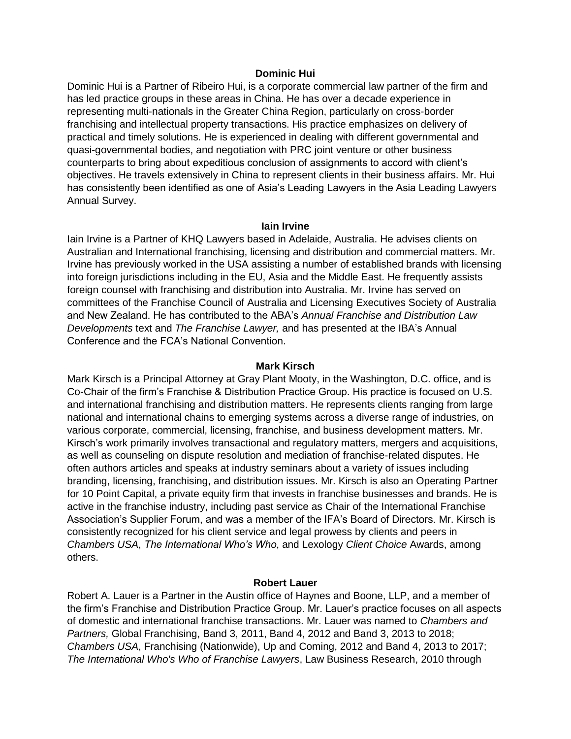**Dominic Hui**

Dominic Hui is a Partner of Ribeiro Hui, is a corporate commercial law partner of the firm and has led practice groups in these areas in China. He has over a decade experience in representing multi-nationals in the Greater China Region, particularly on cross-border franchising and intellectual property transactions. His practice emphasizes on delivery of practical and timely solutions. He is experienced in dealing with different governmental and quasi-governmental bodies, and negotiation with PRC joint venture or other business counterparts to bring about expeditious conclusion of assignments to accord with client's objectives. He travels extensively in China to represent clients in their business affairs. Mr. Hui has consistently been identified as one of Asia's Leading Lawyers in the Asia Leading Lawyers Annual Survey.

**Iain Irvine**

Iain Irvine is a Partner of KHQ Lawyers based in Adelaide, Australia. He advises clients on Australian and International franchising, licensing and distribution and commercial matters. Mr. Irvine has previously worked in the USA assisting a number of established brands with licensing into foreign jurisdictions including in the EU, Asia and the Middle East. He frequently assists foreign counsel with franchising and distribution into Australia. Mr. Irvine has served on committees of the Franchise Council of Australia and Licensing Executives Society of Australia and New Zealand. He has contributed to the ABA's *Annual Franchise and Distribution Law Developments* text and *The Franchise Lawyer,* and has presented at the IBA's Annual Conference and the FCA's National Convention.

**Mark Kirsch**

Mark Kirsch is a Principal Attorney at Gray Plant Mooty, in the Washington, D.C. office, and is Co-Chair of the firm's Franchise & Distribution Practice Group. His practice is focused on U.S. and international franchising and distribution matters. He represents clients ranging from large national and international chains to emerging systems across a diverse range of industries, on various corporate, commercial, licensing, franchise, and business development matters. Mr. Kirsch's work primarily involves transactional and regulatory matters, mergers and acquisitions, as well as counseling on dispute resolution and mediation of franchise-related disputes. He often authors articles and speaks at industry seminars about a variety of issues including branding, licensing, franchising, and distribution issues. Mr. Kirsch is also an Operating Partner for 10 Point Capital, a private equity firm that invests in franchise businesses and brands. He is active in the franchise industry, including past service as Chair of the International Franchise Association's Supplier Forum, and was a member of the IFA's Board of Directors. Mr. Kirsch is consistently recognized for his client service and legal prowess by clients and peers in *Chambers USA*, *The International Who's Who*, and Lexology *Client Choice* Awards, among others.

**Robert Lauer**

Robert A. Lauer is a Partner in the Austin office of Haynes and Boone, LLP, and a member of the firm's Franchise and Distribution Practice Group. Mr. Lauer's practice focuses on all aspects of domestic and international franchise transactions. Mr. Lauer was named to *Chambers and Partners,* Global Franchising, Band 3, 2011, Band 4, 2012 and Band 3, 2013 to 2018; *Chambers USA*, Franchising (Nationwide), Up and Coming, 2012 and Band 4, 2013 to 2017; *The International Who's Who of Franchise Lawyers*, Law Business Research, 2010 through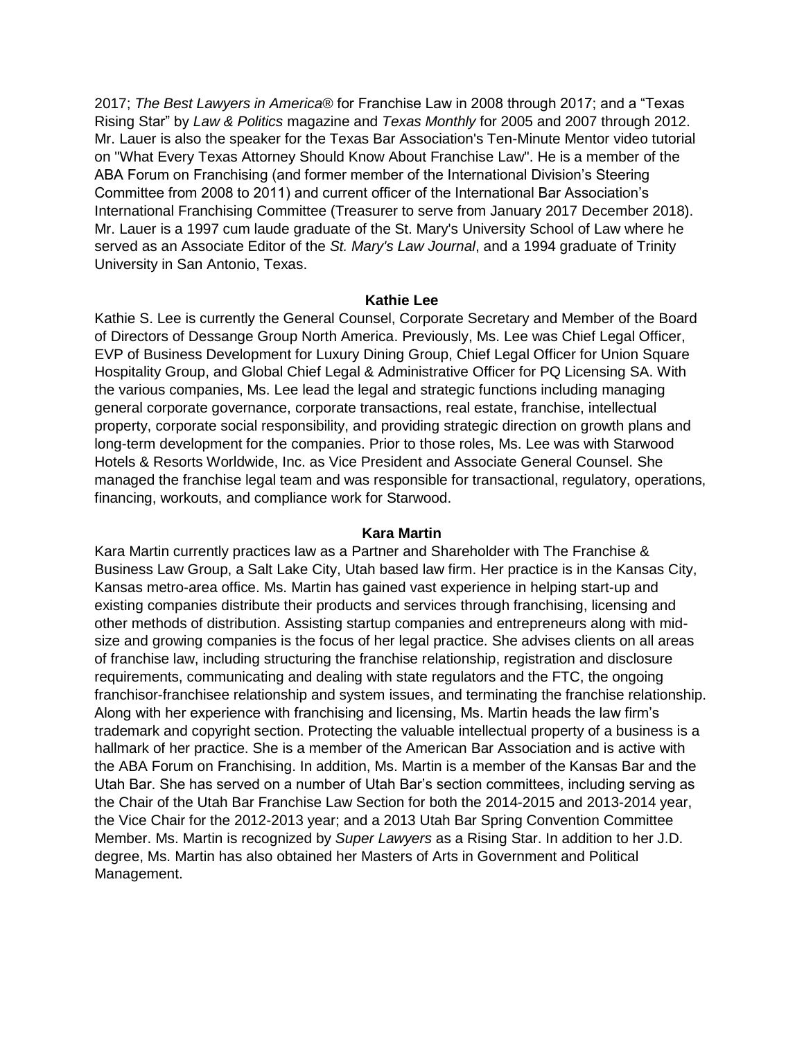2017; *The Best Lawyers in America®* for Franchise Law in 2008 through 2017; and a "Texas Rising Star" by *Law & Politics* magazine and *Texas Monthly* for 2005 and 2007 through 2012. Mr. Lauer is also the speaker for the Texas Bar Association's Ten-Minute Mentor video tutorial on "What Every Texas Attorney Should Know About Franchise Law". He is a member of the ABA Forum on Franchising (and former member of the International Division's Steering Committee from 2008 to 2011) and current officer of the International Bar Association's International Franchising Committee (Treasurer to serve from January 2017 December 2018). Mr. Lauer is a 1997 cum laude graduate of the St. Mary's University School of Law where he served as an Associate Editor of the *St. Mary's Law Journal*, and a 1994 graduate of Trinity University in San Antonio, Texas.

**Kathie Lee**

Kathie S. Lee is currently the General Counsel, Corporate Secretary and Member of the Board of Directors of Dessange Group North America. Previously, Ms. Lee was Chief Legal Officer, EVP of Business Development for Luxury Dining Group, Chief Legal Officer for Union Square Hospitality Group, and Global Chief Legal & Administrative Officer for PQ Licensing SA. With the various companies, Ms. Lee lead the legal and strategic functions including managing general corporate governance, corporate transactions, real estate, franchise, intellectual property, corporate social responsibility, and providing strategic direction on growth plans and long-term development for the companies. Prior to those roles, Ms. Lee was with Starwood Hotels & Resorts Worldwide, Inc. as Vice President and Associate General Counsel. She managed the franchise legal team and was responsible for transactional, regulatory, operations, financing, workouts, and compliance work for Starwood.

**Kara Martin**

Kara Martin currently practices law as a Partner and Shareholder with The Franchise & Business Law Group, a Salt Lake City, Utah based law firm. Her practice is in the Kansas City, Kansas metro-area office. Ms. Martin has gained vast experience in helping start-up and existing companies distribute their products and services through franchising, licensing and other methods of distribution. Assisting startup companies and entrepreneurs along with mid-size and growing companies is the focus of her legal practice. She advises clients on all areas of franchise law, including structuring the franchise relationship, registration and disclosure requirements, communicating and dealing with state regulators and the FTC, the ongoing franchisor-franchisee relationship and system issues, and terminating the franchise relationship. Along with her experience with franchising and licensing, Ms. Martin heads the law firm's trademark and copyright section. Protecting the valuable intellectual property of a business is a hallmark of her practice. She is a member of the American Bar Association and is active with the ABA Forum on Franchising. In addition, Ms. Martin is a member of the Kansas Bar and the Utah Bar. She has served on a number of Utah Bar's section committees, including serving as the Chair of the Utah Bar Franchise Law Section for both the 2014-2015 and 2013-2014 year, the Vice Chair for the 2012-2013 year; and a 2013 Utah Bar Spring Convention Committee Member. Ms. Martin is recognized by *Super Lawyers* as a Rising Star. In addition to her J.D. degree, Ms. Martin has also obtained her Masters of Arts in Government and Political Management.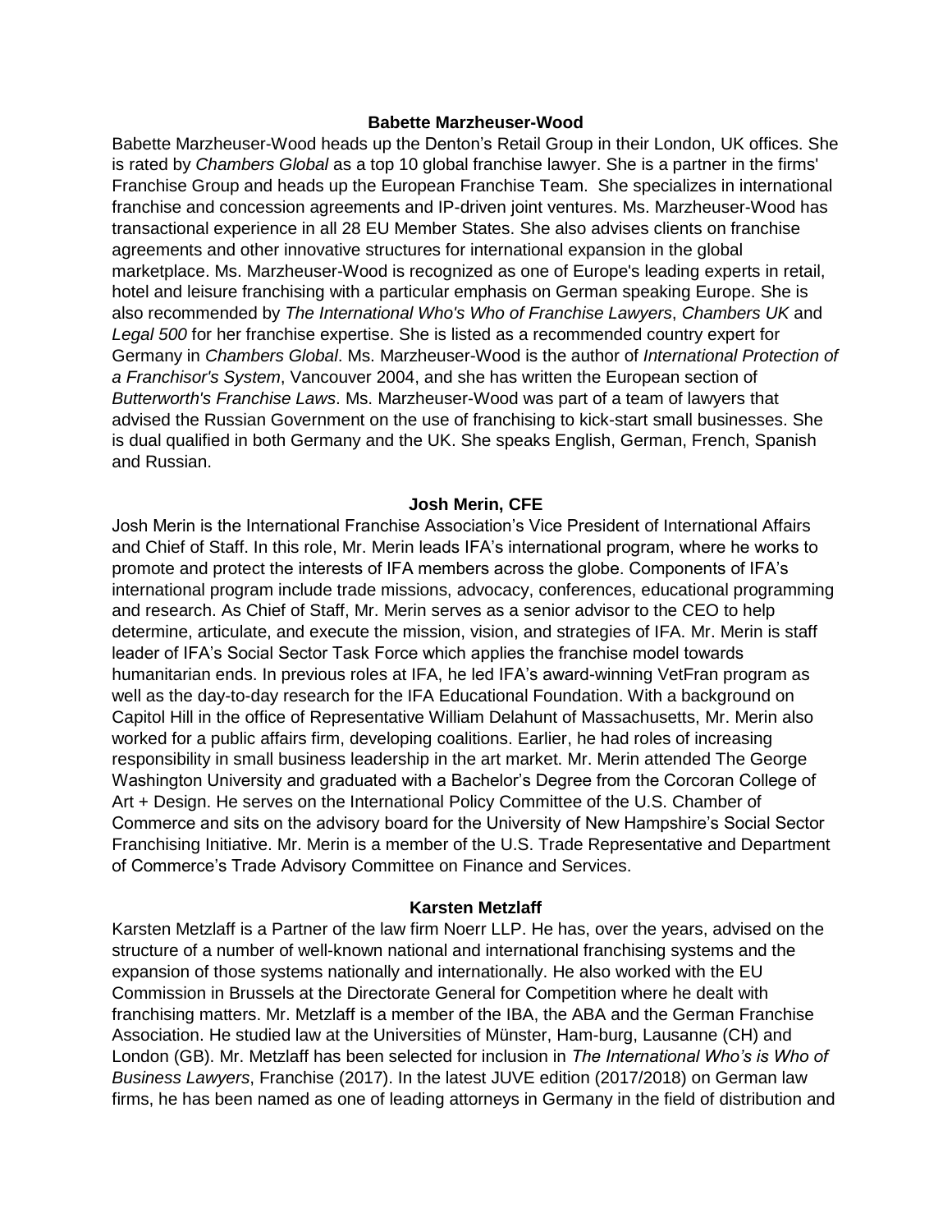**Babette Marzheuser-Wood**

Babette Marzheuser-Wood heads up the Denton's Retail Group in their London, UK offices. She is rated by *Chambers Global* as a top 10 global franchise lawyer. She is a partner in the firms' Franchise Group and heads up the European Franchise Team. She specializes in international franchise and concession agreements and IP-driven joint ventures. Ms. Marzheuser-Wood has transactional experience in all 28 EU Member States. She also advises clients on franchise agreements and other innovative structures for international expansion in the global marketplace. Ms. Marzheuser-Wood is recognized as one of Europe's leading experts in retail, hotel and leisure franchising with a particular emphasis on German speaking Europe. She is also recommended by *The International Who's Who of Franchise Lawyers*, *Chambers UK* and *Legal 500* for her franchise expertise. She is listed as a recommended country expert for Germany in *Chambers Global*. Ms. Marzheuser-Wood is the author of *International Protection of a Franchisor's System*, Vancouver 2004, and she has written the European section of *Butterworth's Franchise Laws*. Ms. Marzheuser-Wood was part of a team of lawyers that advised the Russian Government on the use of franchising to kick-start small businesses. She is dual qualified in both Germany and the UK. She speaks English, German, French, Spanish and Russian.

**Josh Merin, CFE**

Josh Merin is the International Franchise Association's Vice President of International Affairs and Chief of Staff. In this role, Mr. Merin leads IFA's international program, where he works to promote and protect the interests of IFA members across the globe. Components of IFA's international program include trade missions, advocacy, conferences, educational programming and research. As Chief of Staff, Mr. Merin serves as a senior advisor to the CEO to help determine, articulate, and execute the mission, vision, and strategies of IFA. Mr. Merin is staff leader of IFA's Social Sector Task Force which applies the franchise model towards humanitarian ends. In previous roles at IFA, he led IFA's award-winning VetFran program as well as the day-to-day research for the IFA Educational Foundation. With a background on Capitol Hill in the office of Representative William Delahunt of Massachusetts, Mr. Merin also worked for a public affairs firm, developing coalitions. Earlier, he had roles of increasing responsibility in small business leadership in the art market. Mr. Merin attended The George Washington University and graduated with a Bachelor's Degree from the Corcoran College of Art + Design. He serves on the International Policy Committee of the U.S. Chamber of Commerce and sits on the advisory board for the University of New Hampshire's Social Sector Franchising Initiative. Mr. Merin is a member of the U.S. Trade Representative and Department of Commerce's Trade Advisory Committee on Finance and Services.

**Karsten Metzlaff**

Karsten Metzlaff is a Partner of the law firm Noerr LLP. He has, over the years, advised on the structure of a number of well-known national and international franchising systems and the expansion of those systems nationally and internationally. He also worked with the EU Commission in Brussels at the Directorate General for Competition where he dealt with franchising matters. Mr. Metzlaff is a member of the IBA, the ABA and the German Franchise Association. He studied law at the Universities of Münster, Ham-burg, Lausanne (CH) and London (GB). Mr. Metzlaff has been selected for inclusion in *The International Who's is Who of Business Lawyers*, Franchise (2017). In the latest JUVE edition (2017/2018) on German law firms, he has been named as one of leading attorneys in Germany in the field of distribution and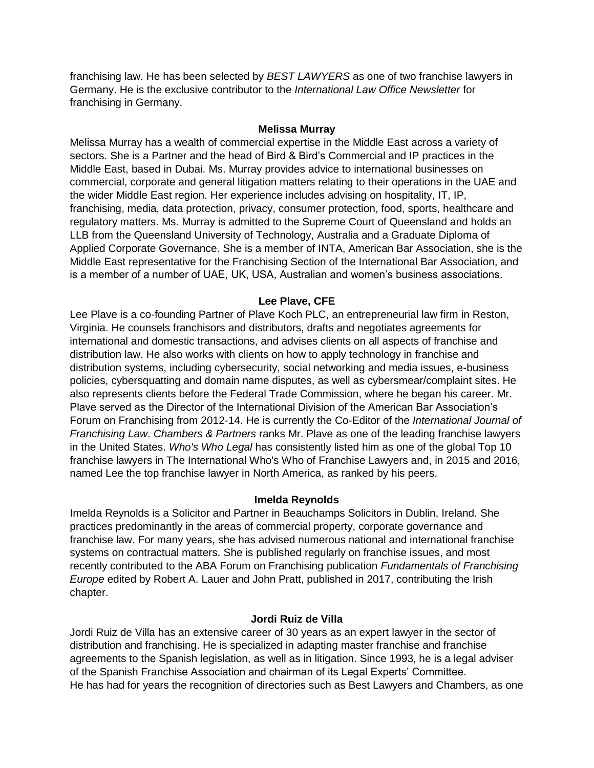franchising law. He has been selected by *BEST LAWYERS* as one of two franchise lawyers in Germany. He is the exclusive contributor to the *International Law Office Newsletter* for franchising in Germany.

**Melissa Murray**

Melissa Murray has a wealth of commercial expertise in the Middle East across a variety of sectors. She is a Partner and the head of Bird & Bird's Commercial and IP practices in the Middle East, based in Dubai. Ms. Murray provides advice to international businesses on commercial, corporate and general litigation matters relating to their operations in the UAE and the wider Middle East region. Her experience includes advising on hospitality, IT, IP, franchising, media, data protection, privacy, consumer protection, food, sports, healthcare and regulatory matters. Ms. Murray is admitted to the Supreme Court of Queensland and holds an LLB from the Queensland University of Technology, Australia and a Graduate Diploma of Applied Corporate Governance. She is a member of INTA, American Bar Association, she is the Middle East representative for the Franchising Section of the International Bar Association, and is a member of a number of UAE, UK, USA, Australian and women's business associations.

**Lee Plave, CFE**

Lee Plave is a co-founding Partner of Plave Koch PLC, an entrepreneurial law firm in Reston, Virginia. He counsels franchisors and distributors, drafts and negotiates agreements for international and domestic transactions, and advises clients on all aspects of franchise and distribution law. He also works with clients on how to apply technology in franchise and distribution systems, including cybersecurity, social networking and media issues, e-business policies, cybersquatting and domain name disputes, as well as cybersmear/complaint sites. He also represents clients before the Federal Trade Commission, where he began his career. Mr. Plave served as the Director of the International Division of the American Bar Association's Forum on Franchising from 2012-14. He is currently the Co-Editor of the *International Journal of Franchising Law*. *Chambers & Partners* ranks Mr. Plave as one of the leading franchise lawyers in the United States. *Who's Who Legal* has consistently listed him as one of the global Top 10 franchise lawyers in The International Who's Who of Franchise Lawyers and, in 2015 and 2016, named Lee the top franchise lawyer in North America, as ranked by his peers.

**Imelda Reynolds**

Imelda Reynolds is a Solicitor and Partner in Beauchamps Solicitors in Dublin, Ireland. She practices predominantly in the areas of commercial property, corporate governance and franchise law. For many years, she has advised numerous national and international franchise systems on contractual matters. She is published regularly on franchise issues, and most recently contributed to the ABA Forum on Franchising publication *Fundamentals of Franchising Europe* edited by Robert A. Lauer and John Pratt, published in 2017, contributing the Irish chapter.

**Jordi Ruiz de Villa**

Jordi Ruiz de Villa has an extensive career of 30 years as an expert lawyer in the sector of distribution and franchising. He is specialized in adapting master franchise and franchise agreements to the Spanish legislation, as well as in litigation. Since 1993, he is a legal adviser of the Spanish Franchise Association and chairman of its Legal Experts' Committee.
He has had for years the recognition of directories such as Best Lawyers and Chambers, as one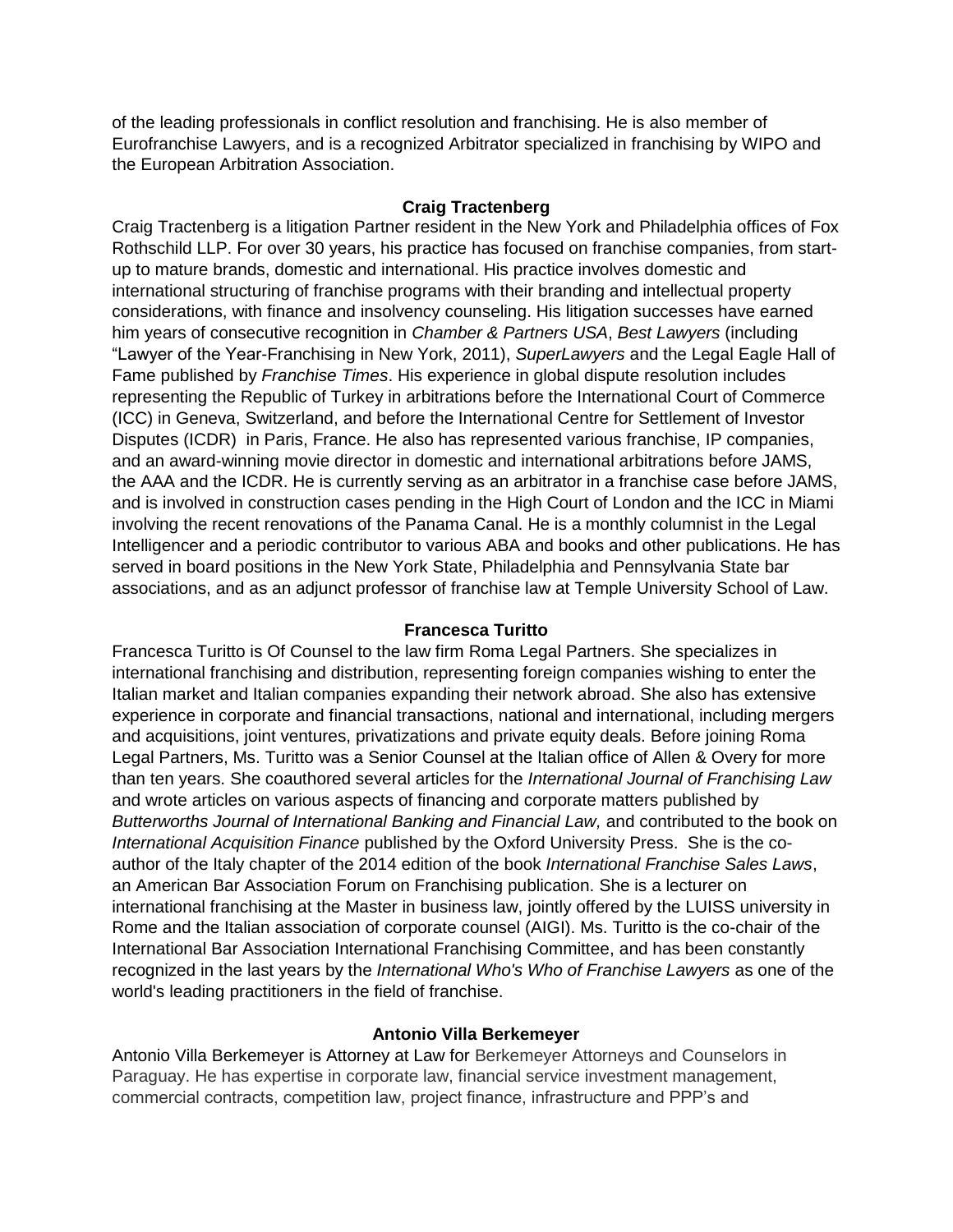of the leading professionals in conflict resolution and franchising. He is also member of Eurofranchise Lawyers, and is a recognized Arbitrator specialized in franchising by WIPO and the European Arbitration Association.

**Craig Tractenberg**

Craig Tractenberg is a litigation Partner resident in the New York and Philadelphia offices of Fox Rothschild LLP. For over 30 years, his practice has focused on franchise companies, from start-up to mature brands, domestic and international. His practice involves domestic and international structuring of franchise programs with their branding and intellectual property considerations, with finance and insolvency counseling. His litigation successes have earned him years of consecutive recognition in *Chamber & Partners USA*, *Best Lawyers* (including "Lawyer of the Year-Franchising in New York, 2011), *SuperLawyers* and the Legal Eagle Hall of Fame published by *Franchise Times*. His experience in global dispute resolution includes representing the Republic of Turkey in arbitrations before the International Court of Commerce (ICC) in Geneva, Switzerland, and before the International Centre for Settlement of Investor Disputes (ICDR) in Paris, France. He also has represented various franchise, IP companies, and an award-winning movie director in domestic and international arbitrations before JAMS, the AAA and the ICDR. He is currently serving as an arbitrator in a franchise case before JAMS, and is involved in construction cases pending in the High Court of London and the ICC in Miami involving the recent renovations of the Panama Canal. He is a monthly columnist in the Legal Intelligencer and a periodic contributor to various ABA and books and other publications. He has served in board positions in the New York State, Philadelphia and Pennsylvania State bar associations, and as an adjunct professor of franchise law at Temple University School of Law.

**Francesca Turitto**

Francesca Turitto is Of Counsel to the law firm Roma Legal Partners. She specializes in international franchising and distribution, representing foreign companies wishing to enter the Italian market and Italian companies expanding their network abroad. She also has extensive experience in corporate and financial transactions, national and international, including mergers and acquisitions, joint ventures, privatizations and private equity deals. Before joining Roma Legal Partners, Ms. Turitto was a Senior Counsel at the Italian office of Allen & Overy for more than ten years. She coauthored several articles for the *International Journal of Franchising Law* and wrote articles on various aspects of financing and corporate matters published by *Butterworths Journal of International Banking and Financial Law,* and contributed to the book on *International Acquisition Finance* published by the Oxford University Press. She is the co-author of the Italy chapter of the 2014 edition of the book *International Franchise Sales Laws*, an American Bar Association Forum on Franchising publication. She is a lecturer on international franchising at the Master in business law, jointly offered by the LUISS university in Rome and the Italian association of corporate counsel (AIGI). Ms. Turitto is the co-chair of the International Bar Association International Franchising Committee, and has been constantly recognized in the last years by the *International Who's Who of Franchise Lawyers* as one of the world's leading practitioners in the field of franchise.

**Antonio Villa Berkemeyer**

Antonio Villa Berkemeyer is Attorney at Law for Berkemeyer Attorneys and Counselors in Paraguay. He has expertise in corporate law, financial service investment management, commercial contracts, competition law, project finance, infrastructure and PPP's and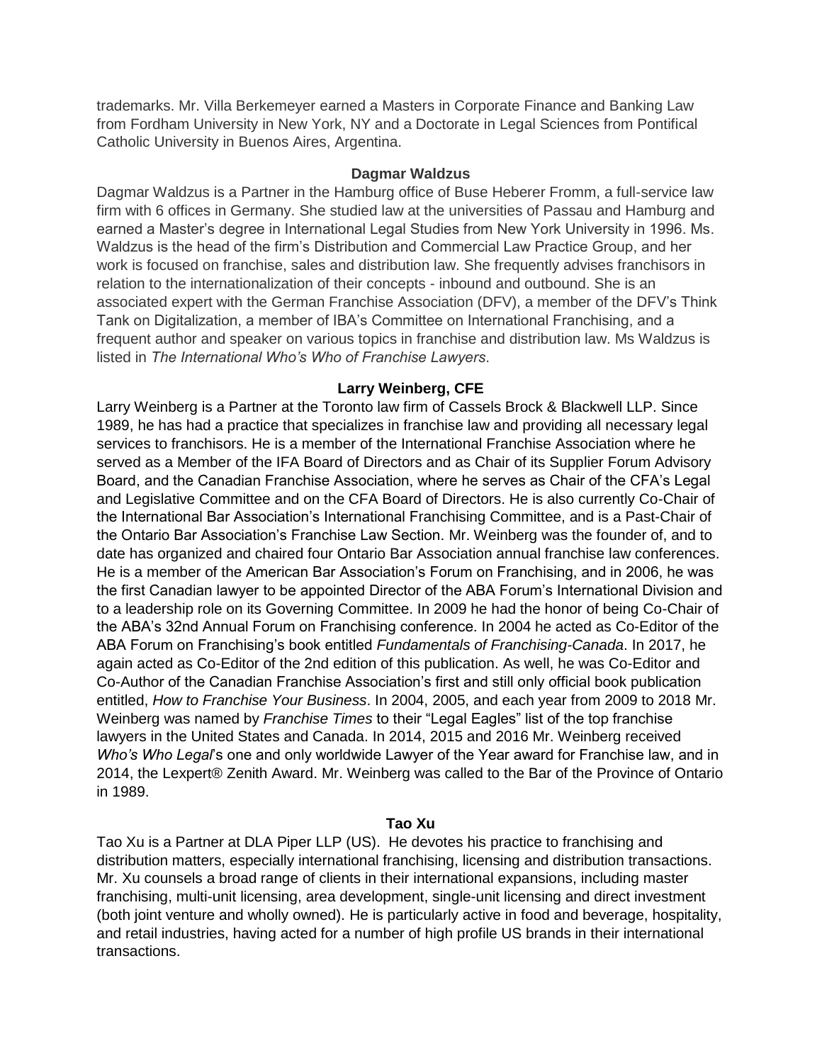trademarks. Mr. Villa Berkemeyer earned a Masters in Corporate Finance and Banking Law from Fordham University in New York, NY and a Doctorate in Legal Sciences from Pontifical Catholic University in Buenos Aires, Argentina.

### Dagmar Waldzus

Dagmar Waldzus is a Partner in the Hamburg office of Buse Heberer Fromm, a full-service law firm with 6 offices in Germany. She studied law at the universities of Passau and Hamburg and earned a Master's degree in International Legal Studies from New York University in 1996. Ms. Waldzus is the head of the firm's Distribution and Commercial Law Practice Group, and her work is focused on franchise, sales and distribution law. She frequently advises franchisors in relation to the internationalization of their concepts - inbound and outbound. She is an associated expert with the German Franchise Association (DFV), a member of the DFV's Think Tank on Digitalization, a member of IBA's Committee on International Franchising, and a frequent author and speaker on various topics in franchise and distribution law. Ms Waldzus is listed in *The International Who's Who of Franchise Lawyers*.

### Larry Weinberg, CFE

Larry Weinberg is a Partner at the Toronto law firm of Cassels Brock & Blackwell LLP. Since 1989, he has had a practice that specializes in franchise law and providing all necessary legal services to franchisors. He is a member of the International Franchise Association where he served as a Member of the IFA Board of Directors and as Chair of its Supplier Forum Advisory Board, and the Canadian Franchise Association, where he serves as Chair of the CFA's Legal and Legislative Committee and on the CFA Board of Directors. He is also currently Co-Chair of the International Bar Association's International Franchising Committee, and is a Past-Chair of the Ontario Bar Association's Franchise Law Section. Mr. Weinberg was the founder of, and to date has organized and chaired four Ontario Bar Association annual franchise law conferences. He is a member of the American Bar Association's Forum on Franchising, and in 2006, he was the first Canadian lawyer to be appointed Director of the ABA Forum's International Division and to a leadership role on its Governing Committee. In 2009 he had the honor of being Co-Chair of the ABA's 32nd Annual Forum on Franchising conference. In 2004 he acted as Co-Editor of the ABA Forum on Franchising's book entitled *Fundamentals of Franchising-Canada*. In 2017, he again acted as Co-Editor of the 2nd edition of this publication. As well, he was Co-Editor and Co-Author of the Canadian Franchise Association's first and still only official book publication entitled, *How to Franchise Your Business*. In 2004, 2005, and each year from 2009 to 2018 Mr. Weinberg was named by *Franchise Times* to their "Legal Eagles" list of the top franchise lawyers in the United States and Canada. In 2014, 2015 and 2016 Mr. Weinberg received *Who's Who Legal*'s one and only worldwide Lawyer of the Year award for Franchise law, and in 2014, the Lexpert® Zenith Award. Mr. Weinberg was called to the Bar of the Province of Ontario in 1989.

### Tao Xu

Tao Xu is a Partner at DLA Piper LLP (US). He devotes his practice to franchising and distribution matters, especially international franchising, licensing and distribution transactions. Mr. Xu counsels a broad range of clients in their international expansions, including master franchising, multi-unit licensing, area development, single-unit licensing and direct investment (both joint venture and wholly owned). He is particularly active in food and beverage, hospitality, and retail industries, having acted for a number of high profile US brands in their international transactions.